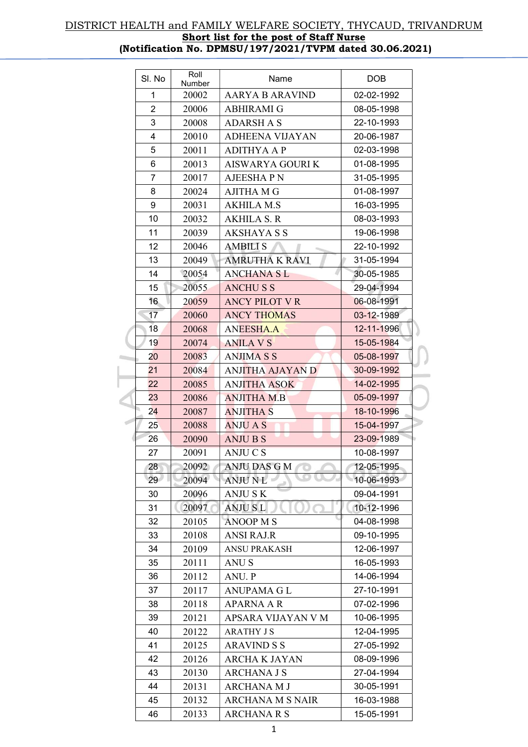DISTRICT HEALTH and FAMILY WELFARE SOCIETY, THYCAUD, TRIVANDRUM

**Short list for the post of Staff Nurse**

**(Notification No. DPMSU/197/2021/TVPM dated 30.06.2021)**

| Sl. No | Roll Number | Name | DOB |
|---|---|---|---|
| 1 | 20002 | AARYA B ARAVIND | 02-02-1992 |
| 2 | 20006 | ABHIRAMI G | 08-05-1998 |
| 3 | 20008 | ADARSH A S | 22-10-1993 |
| 4 | 20010 | ADHEENA VIJAYAN | 20-06-1987 |
| 5 | 20011 | ADITHYA A P | 02-03-1998 |
| 6 | 20013 | AISWARYA GOURI K | 01-08-1995 |
| 7 | 20017 | AJEESHA P N | 31-05-1995 |
| 8 | 20024 | AJITHA M G | 01-08-1997 |
| 9 | 20031 | AKHILA M.S | 16-03-1995 |
| 10 | 20032 | AKHILA S. R | 08-03-1993 |
| 11 | 20039 | AKSHAYA S S | 19-06-1998 |
| 12 | 20046 | AMBILI S | 22-10-1992 |
| 13 | 20049 | AMRUTHA K RAVI | 31-05-1994 |
| 14 | 20054 | ANCHANA S L | 30-05-1985 |
| 15 | 20055 | ANCHU S S | 29-04-1994 |
| 16 | 20059 | ANCY PILOT V R | 06-08-1991 |
| 17 | 20060 | ANCY THOMAS | 03-12-1989 |
| 18 | 20068 | ANEESHA.A | 12-11-1996 |
| 19 | 20074 | ANILA V S | 15-05-1984 |
| 20 | 20083 | ANJIMA S S | 05-08-1997 |
| 21 | 20084 | ANJITHA AJAYAN D | 30-09-1992 |
| 22 | 20085 | ANJITHA ASOK | 14-02-1995 |
| 23 | 20086 | ANJITHA M.B | 05-09-1997 |
| 24 | 20087 | ANJITHA S | 18-10-1996 |
| 25 | 20088 | ANJU A S | 15-04-1997 |
| 26 | 20090 | ANJU B S | 23-09-1989 |
| 27 | 20091 | ANJU C S | 10-08-1997 |
| 28 | 20092 | ANJU DAS G M | 12-05-1995 |
| 29 | 20094 | ANJU N L | 10-06-1993 |
| 30 | 20096 | ANJU S K | 09-04-1991 |
| 31 | 20097 | ANJU S L | 10-12-1996 |
| 32 | 20105 | ANOOP M S | 04-08-1998 |
| 33 | 20108 | ANSI RAJ.R | 09-10-1995 |
| 34 | 20109 | ANSU PRAKASH | 12-06-1997 |
| 35 | 20111 | ANU S | 16-05-1993 |
| 36 | 20112 | ANU. P | 14-06-1994 |
| 37 | 20117 | ANUPAMA G L | 27-10-1991 |
| 38 | 20118 | APARNA A R | 07-02-1996 |
| 39 | 20121 | APSARA VIJAYAN V M | 10-06-1995 |
| 40 | 20122 | ARATHY J S | 12-04-1995 |
| 41 | 20125 | ARAVIND S S | 27-05-1992 |
| 42 | 20126 | ARCHA K JAYAN | 08-09-1996 |
| 43 | 20130 | ARCHANA J S | 27-04-1994 |
| 44 | 20131 | ARCHANA M J | 30-05-1991 |
| 45 | 20132 | ARCHANA M S NAIR | 16-03-1988 |
| 46 | 20133 | ARCHANA R S | 15-05-1991 |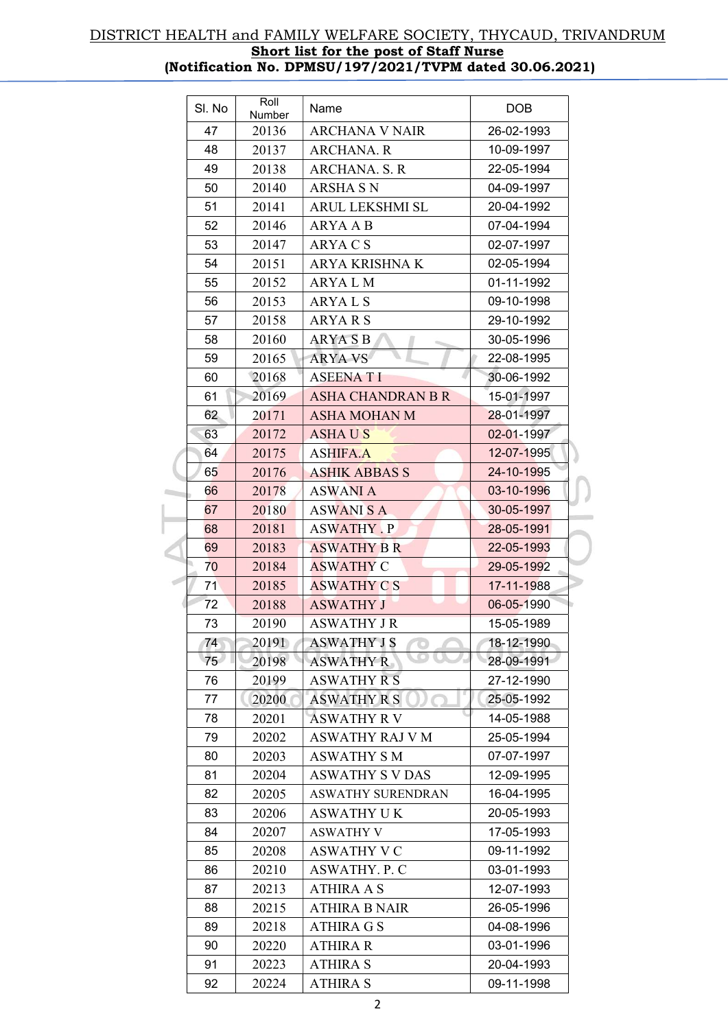# DISTRICT HEALTH and FAMILY WELFARE SOCIETY, THYCAUD, TRIVANDRUM

**Short list for the post of Staff Nurse**

**(Notification No. DPMSU/197/2021/TVPM dated 30.06.2021)**

| Sl. No | Roll Number | Name | DOB |
|---|---|---|---|
| 47 | 20136 | ARCHANA V NAIR | 26-02-1993 |
| 48 | 20137 | ARCHANA. R | 10-09-1997 |
| 49 | 20138 | ARCHANA. S. R | 22-05-1994 |
| 50 | 20140 | ARSHA S N | 04-09-1997 |
| 51 | 20141 | ARUL LEKSHMI SL | 20-04-1992 |
| 52 | 20146 | ARYA A B | 07-04-1994 |
| 53 | 20147 | ARYA C S | 02-07-1997 |
| 54 | 20151 | ARYA KRISHNA K | 02-05-1994 |
| 55 | 20152 | ARYA L M | 01-11-1992 |
| 56 | 20153 | ARYA L S | 09-10-1998 |
| 57 | 20158 | ARYA R S | 29-10-1992 |
| 58 | 20160 | ARYA S B | 30-05-1996 |
| 59 | 20165 | ARYA VS | 22-08-1995 |
| 60 | 20168 | ASEENA T I | 30-06-1992 |
| 61 | 20169 | ASHA CHANDRAN B R | 15-01-1997 |
| 62 | 20171 | ASHA MOHAN M | 28-01-1997 |
| 63 | 20172 | ASHA U S | 02-01-1997 |
| 64 | 20175 | ASHIFA.A | 12-07-1995 |
| 65 | 20176 | ASHIK ABBAS S | 24-10-1995 |
| 66 | 20178 | ASWANI A | 03-10-1996 |
| 67 | 20180 | ASWANI S A | 30-05-1997 |
| 68 | 20181 | ASWATHY . P | 28-05-1991 |
| 69 | 20183 | ASWATHY B R | 22-05-1993 |
| 70 | 20184 | ASWATHY C | 29-05-1992 |
| 71 | 20185 | ASWATHY C S | 17-11-1988 |
| 72 | 20188 | ASWATHY J | 06-05-1990 |
| 73 | 20190 | ASWATHY J R | 15-05-1989 |
| 74 | 20191 | ASWATHY J S | 18-12-1990 |
| 75 | 20198 | ASWATHY R | 28-09-1991 |
| 76 | 20199 | ASWATHY R S | 27-12-1990 |
| 77 | 20200 | ASWATHY R S | 25-05-1992 |
| 78 | 20201 | ASWATHY R V | 14-05-1988 |
| 79 | 20202 | ASWATHY RAJ V M | 25-05-1994 |
| 80 | 20203 | ASWATHY S M | 07-07-1997 |
| 81 | 20204 | ASWATHY S V DAS | 12-09-1995 |
| 82 | 20205 | ASWATHY SURENDRAN | 16-04-1995 |
| 83 | 20206 | ASWATHY U K | 20-05-1993 |
| 84 | 20207 | ASWATHY V | 17-05-1993 |
| 85 | 20208 | ASWATHY V C | 09-11-1992 |
| 86 | 20210 | ASWATHY. P. C | 03-01-1993 |
| 87 | 20213 | ATHIRA A S | 12-07-1993 |
| 88 | 20215 | ATHIRA B NAIR | 26-05-1996 |
| 89 | 20218 | ATHIRA G S | 04-08-1996 |
| 90 | 20220 | ATHIRA R | 03-01-1996 |
| 91 | 20223 | ATHIRA S | 20-04-1993 |
| 92 | 20224 | ATHIRA S | 09-11-1998 |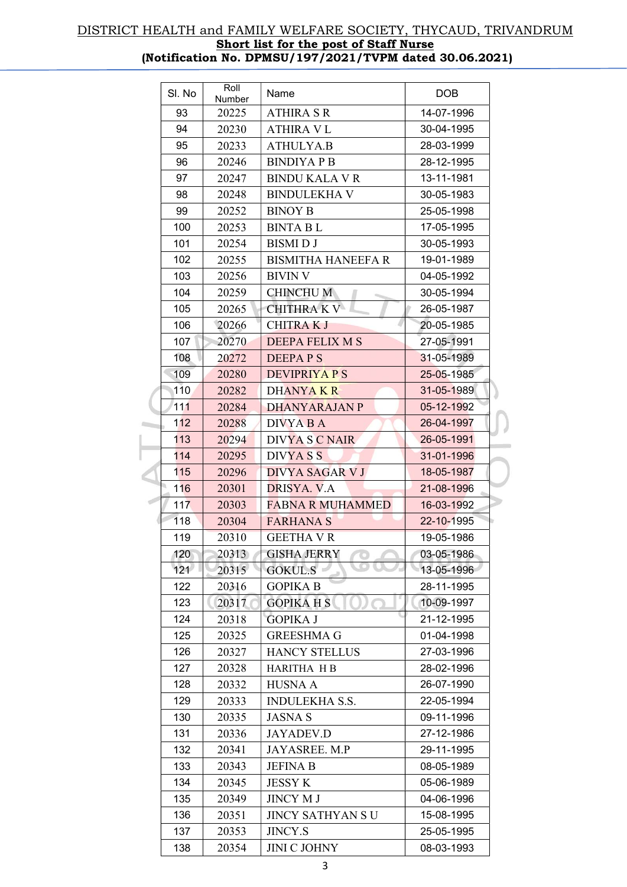DISTRICT HEALTH and FAMILY WELFARE SOCIETY, THYCAUD, TRIVANDRUM

**Short list for the post of Staff Nurse**

**(Notification No. DPMSU/197/2021/TVPM dated 30.06.2021)**

| Sl. No | Roll Number | Name | DOB |
|---|---|---|---|
| 93 | 20225 | ATHIRA S R | 14-07-1996 |
| 94 | 20230 | ATHIRA V L | 30-04-1995 |
| 95 | 20233 | ATHULYA.B | 28-03-1999 |
| 96 | 20246 | BINDIYA P B | 28-12-1995 |
| 97 | 20247 | BINDU KALA V R | 13-11-1981 |
| 98 | 20248 | BINDULEKHA V | 30-05-1983 |
| 99 | 20252 | BINOY B | 25-05-1998 |
| 100 | 20253 | BINTA B L | 17-05-1995 |
| 101 | 20254 | BISMI D J | 30-05-1993 |
| 102 | 20255 | BISMITHA HANEEFA R | 19-01-1989 |
| 103 | 20256 | BIVIN V | 04-05-1992 |
| 104 | 20259 | CHINCHU M | 30-05-1994 |
| 105 | 20265 | CHITHRA K V | 26-05-1987 |
| 106 | 20266 | CHITRA K J | 20-05-1985 |
| 107 | 20270 | DEEPA FELIX M S | 27-05-1991 |
| 108 | 20272 | DEEPA P S | 31-05-1989 |
| 109 | 20280 | DEVIPRIYA P S | 25-05-1985 |
| 110 | 20282 | DHANYA K R | 31-05-1989 |
| 111 | 20284 | DHANYARAJAN P | 05-12-1992 |
| 112 | 20288 | DIVYA B A | 26-04-1997 |
| 113 | 20294 | DIVYA S C NAIR | 26-05-1991 |
| 114 | 20295 | DIVYA S S | 31-01-1996 |
| 115 | 20296 | DIVYA SAGAR V J | 18-05-1987 |
| 116 | 20301 | DRISYA. V.A | 21-08-1996 |
| 117 | 20303 | FABNA R MUHAMMED | 16-03-1992 |
| 118 | 20304 | FARHANA S | 22-10-1995 |
| 119 | 20310 | GEETHA V R | 19-05-1986 |
| 120 | 20313 | GISHA JERRY | 03-05-1986 |
| 121 | 20315 | GOKUL.S | 13-05-1996 |
| 122 | 20316 | GOPIKA B | 28-11-1995 |
| 123 | 20317 | GOPIKA H S | 10-09-1997 |
| 124 | 20318 | GOPIKA J | 21-12-1995 |
| 125 | 20325 | GREESHMA G | 01-04-1998 |
| 126 | 20327 | HANCY STELLUS | 27-03-1996 |
| 127 | 20328 | HARITHA H B | 28-02-1996 |
| 128 | 20332 | HUSNA A | 26-07-1990 |
| 129 | 20333 | INDULEKHA S.S. | 22-05-1994 |
| 130 | 20335 | JASNA S | 09-11-1996 |
| 131 | 20336 | JAYADEV.D | 27-12-1986 |
| 132 | 20341 | JAYASREE. M.P | 29-11-1995 |
| 133 | 20343 | JEFINA B | 08-05-1989 |
| 134 | 20345 | JESSY K | 05-06-1989 |
| 135 | 20349 | JINCY M J | 04-06-1996 |
| 136 | 20351 | JINCY SATHYAN S U | 15-08-1995 |
| 137 | 20353 | JINCY.S | 25-05-1995 |
| 138 | 20354 | JINI C JOHNY | 08-03-1993 |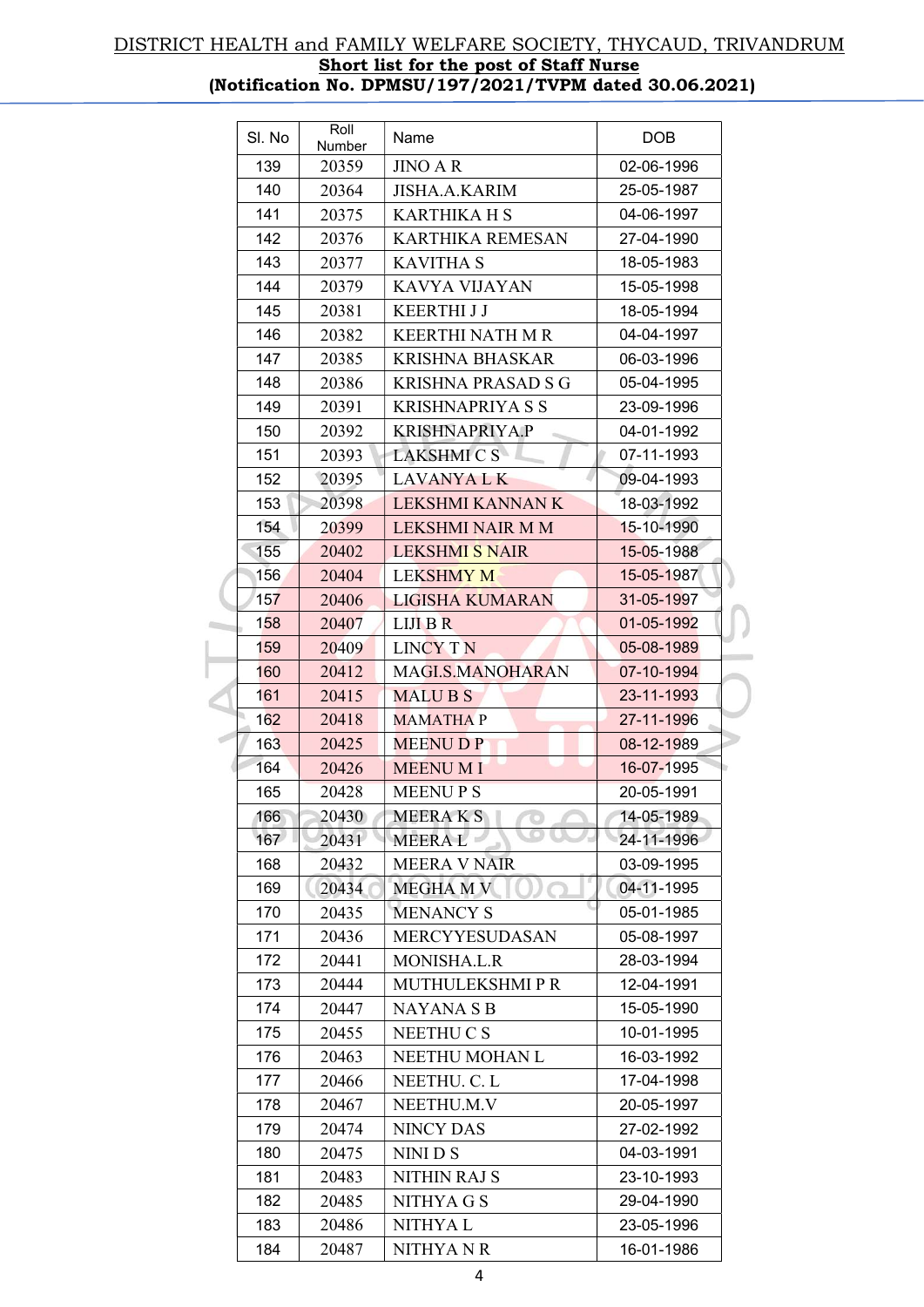DISTRICT HEALTH and FAMILY WELFARE SOCIETY, THYCAUD, TRIVANDRUM

**Short list for the post of Staff Nurse**

**(Notification No. DPMSU/197/2021/TVPM dated 30.06.2021)**

| Sl. No | Roll Number | Name | DOB |
|---|---|---|---|
| 139 | 20359 | JINO A R | 02-06-1996 |
| 140 | 20364 | JISHA.A.KARIM | 25-05-1987 |
| 141 | 20375 | KARTHIKA H S | 04-06-1997 |
| 142 | 20376 | KARTHIKA REMESAN | 27-04-1990 |
| 143 | 20377 | KAVITHA S | 18-05-1983 |
| 144 | 20379 | KAVYA VIJAYAN | 15-05-1998 |
| 145 | 20381 | KEERTHI J J | 18-05-1994 |
| 146 | 20382 | KEERTHI NATH M R | 04-04-1997 |
| 147 | 20385 | KRISHNA BHASKAR | 06-03-1996 |
| 148 | 20386 | KRISHNA PRASAD S G | 05-04-1995 |
| 149 | 20391 | KRISHNAPRIYA S S | 23-09-1996 |
| 150 | 20392 | KRISHNAPRIYA.P | 04-01-1992 |
| 151 | 20393 | LAKSHMI C S | 07-11-1993 |
| 152 | 20395 | LAVANYA L K | 09-04-1993 |
| 153 | 20398 | LEKSHMI KANNAN K | 18-03-1992 |
| 154 | 20399 | LEKSHMI NAIR M M | 15-10-1990 |
| 155 | 20402 | LEKSHMI S NAIR | 15-05-1988 |
| 156 | 20404 | LEKSHMY M | 15-05-1987 |
| 157 | 20406 | LIGISHA KUMARAN | 31-05-1997 |
| 158 | 20407 | LIJI B R | 01-05-1992 |
| 159 | 20409 | LINCY T N | 05-08-1989 |
| 160 | 20412 | MAGI.S.MANOHARAN | 07-10-1994 |
| 161 | 20415 | MALU B S | 23-11-1993 |
| 162 | 20418 | MAMATHA P | 27-11-1996 |
| 163 | 20425 | MEENU D P | 08-12-1989 |
| 164 | 20426 | MEENU M I | 16-07-1995 |
| 165 | 20428 | MEENU P S | 20-05-1991 |
| 166 | 20430 | MEERA K S | 14-05-1989 |
| 167 | 20431 | MEERA L | 24-11-1996 |
| 168 | 20432 | MEERA V NAIR | 03-09-1995 |
| 169 | 20434 | MEGHA M V | 04-11-1995 |
| 170 | 20435 | MENANCY S | 05-01-1985 |
| 171 | 20436 | MERCYYESUDASAN | 05-08-1997 |
| 172 | 20441 | MONISHA.L.R | 28-03-1994 |
| 173 | 20444 | MUTHULEKSHMI P R | 12-04-1991 |
| 174 | 20447 | NAYANA S B | 15-05-1990 |
| 175 | 20455 | NEETHU C S | 10-01-1995 |
| 176 | 20463 | NEETHU MOHAN L | 16-03-1992 |
| 177 | 20466 | NEETHU. C. L | 17-04-1998 |
| 178 | 20467 | NEETHU.M.V | 20-05-1997 |
| 179 | 20474 | NINCY DAS | 27-02-1992 |
| 180 | 20475 | NINI D S | 04-03-1991 |
| 181 | 20483 | NITHIN RAJ S | 23-10-1993 |
| 182 | 20485 | NITHYA G S | 29-04-1990 |
| 183 | 20486 | NITHYA L | 23-05-1996 |
| 184 | 20487 | NITHYA N R | 16-01-1986 |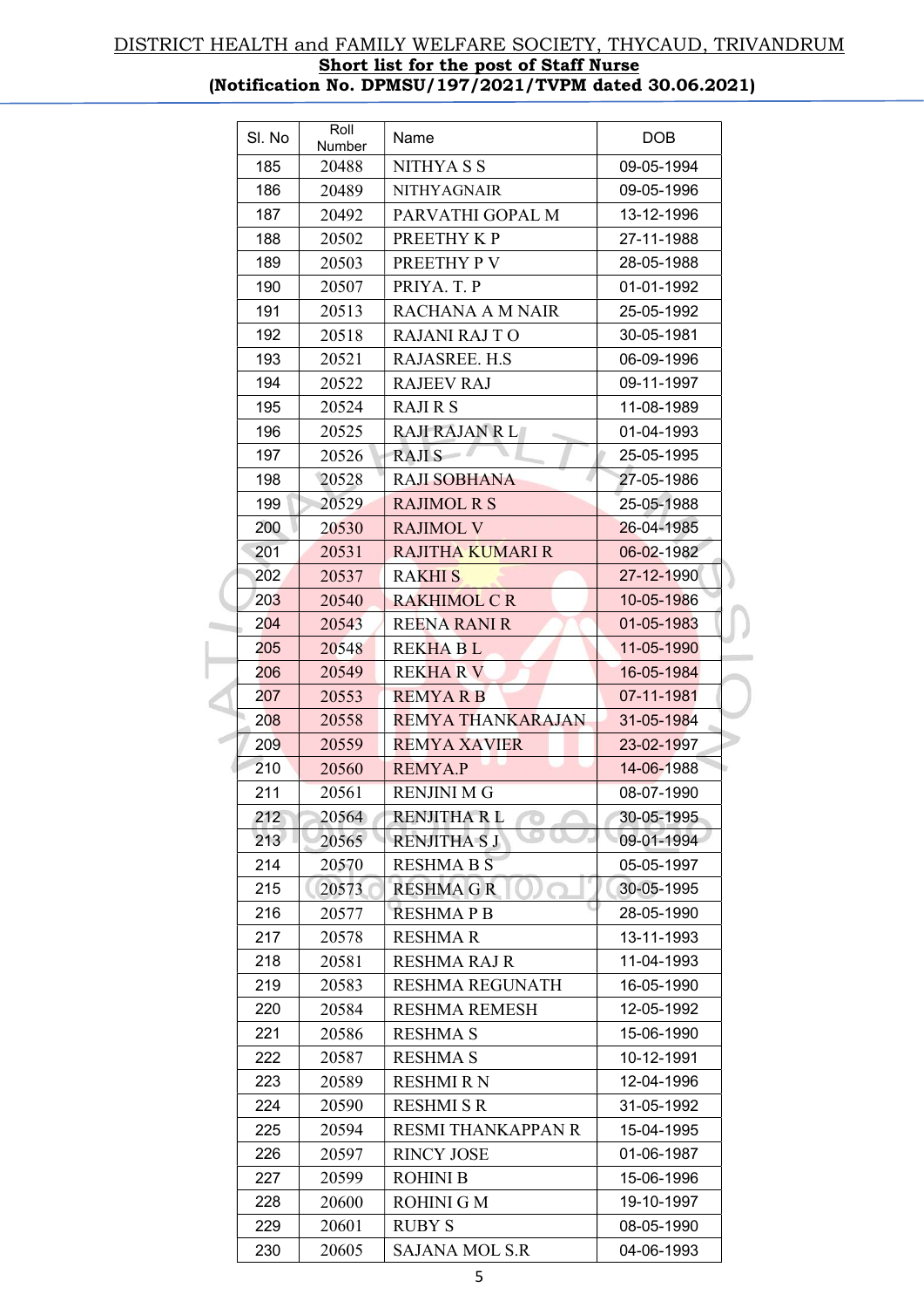DISTRICT HEALTH and FAMILY WELFARE SOCIETY, THYCAUD, TRIVANDRUM

**Short list for the post of Staff Nurse**

**(Notification No. DPMSU/197/2021/TVPM dated 30.06.2021)**

| Sl. No | Roll Number | Name | DOB |
|---|---|---|---|
| 185 | 20488 | NITHYA S S | 09-05-1994 |
| 186 | 20489 | NITHYAGNAIR | 09-05-1996 |
| 187 | 20492 | PARVATHI GOPAL M | 13-12-1996 |
| 188 | 20502 | PREETHY K P | 27-11-1988 |
| 189 | 20503 | PREETHY P V | 28-05-1988 |
| 190 | 20507 | PRIYA. T. P | 01-01-1992 |
| 191 | 20513 | RACHANA A M NAIR | 25-05-1992 |
| 192 | 20518 | RAJANI RAJ T O | 30-05-1981 |
| 193 | 20521 | RAJASREE. H.S | 06-09-1996 |
| 194 | 20522 | RAJEEV RAJ | 09-11-1997 |
| 195 | 20524 | RAJI R S | 11-08-1989 |
| 196 | 20525 | RAJI RAJAN R L | 01-04-1993 |
| 197 | 20526 | RAJI S | 25-05-1995 |
| 198 | 20528 | RAJI SOBHANA | 27-05-1986 |
| 199 | 20529 | RAJIMOL R S | 25-05-1988 |
| 200 | 20530 | RAJIMOL V | 26-04-1985 |
| 201 | 20531 | RAJITHA KUMARI R | 06-02-1982 |
| 202 | 20537 | RAKHI S | 27-12-1990 |
| 203 | 20540 | RAKHIMOL C R | 10-05-1986 |
| 204 | 20543 | REENA RANI R | 01-05-1983 |
| 205 | 20548 | REKHA B L | 11-05-1990 |
| 206 | 20549 | REKHA R V | 16-05-1984 |
| 207 | 20553 | REMYA R B | 07-11-1981 |
| 208 | 20558 | REMYA THANKARAJAN | 31-05-1984 |
| 209 | 20559 | REMYA XAVIER | 23-02-1997 |
| 210 | 20560 | REMYA.P | 14-06-1988 |
| 211 | 20561 | RENJINI M G | 08-07-1990 |
| 212 | 20564 | RENJITHA R L | 30-05-1995 |
| 213 | 20565 | RENJITHA S J | 09-01-1994 |
| 214 | 20570 | RESHMA B S | 05-05-1997 |
| 215 | 20573 | RESHMA G R | 30-05-1995 |
| 216 | 20577 | RESHMA P B | 28-05-1990 |
| 217 | 20578 | RESHMA R | 13-11-1993 |
| 218 | 20581 | RESHMA RAJ R | 11-04-1993 |
| 219 | 20583 | RESHMA REGUNATH | 16-05-1990 |
| 220 | 20584 | RESHMA REMESH | 12-05-1992 |
| 221 | 20586 | RESHMA S | 15-06-1990 |
| 222 | 20587 | RESHMA S | 10-12-1991 |
| 223 | 20589 | RESHMI R N | 12-04-1996 |
| 224 | 20590 | RESHMI S R | 31-05-1992 |
| 225 | 20594 | RESMI THANKAPPAN R | 15-04-1995 |
| 226 | 20597 | RINCY JOSE | 01-06-1987 |
| 227 | 20599 | ROHINI B | 15-06-1996 |
| 228 | 20600 | ROHINI G M | 19-10-1997 |
| 229 | 20601 | RUBY S | 08-05-1990 |
| 230 | 20605 | SAJANA MOL S.R | 04-06-1993 |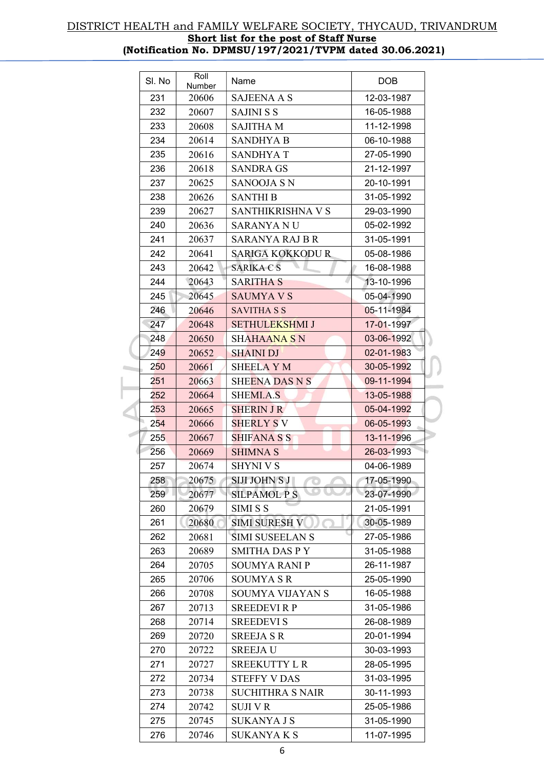DISTRICT HEALTH and FAMILY WELFARE SOCIETY, THYCAUD, TRIVANDRUM

**Short list for the post of Staff Nurse**

**(Notification No. DPMSU/197/2021/TVPM dated 30.06.2021)**

| Sl. No | Roll Number | Name | DOB |
|---|---|---|---|
| 231 | 20606 | SAJEENA A S | 12-03-1987 |
| 232 | 20607 | SAJINI S S | 16-05-1988 |
| 233 | 20608 | SAJITHA M | 11-12-1998 |
| 234 | 20614 | SANDHYA B | 06-10-1988 |
| 235 | 20616 | SANDHYA T | 27-05-1990 |
| 236 | 20618 | SANDRA GS | 21-12-1997 |
| 237 | 20625 | SANOOJA S N | 20-10-1991 |
| 238 | 20626 | SANTHI B | 31-05-1992 |
| 239 | 20627 | SANTHIKRISHNA V S | 29-03-1990 |
| 240 | 20636 | SARANYA N U | 05-02-1992 |
| 241 | 20637 | SARANYA RAJ B R | 31-05-1991 |
| 242 | 20641 | SARIGA KOKKODU R | 05-08-1986 |
| 243 | 20642 | SARIKA C S | 16-08-1988 |
| 244 | 20643 | SARITHA S | 13-10-1996 |
| 245 | 20645 | SAUMYA V S | 05-04-1990 |
| 246 | 20646 | SAVITHA S S | 05-11-1984 |
| 247 | 20648 | SETHULEKSHMI J | 17-01-1997 |
| 248 | 20650 | SHAHAANA S N | 03-06-1992 |
| 249 | 20652 | SHAINI DJ | 02-01-1983 |
| 250 | 20661 | SHEELA Y M | 30-05-1992 |
| 251 | 20663 | SHEENA DAS N S | 09-11-1994 |
| 252 | 20664 | SHEMI.A.S | 13-05-1988 |
| 253 | 20665 | SHERIN J R | 05-04-1992 |
| 254 | 20666 | SHERLY S V | 06-05-1993 |
| 255 | 20667 | SHIFANA S S | 13-11-1996 |
| 256 | 20669 | SHIMNA S | 26-03-1993 |
| 257 | 20674 | SHYNI V S | 04-06-1989 |
| 258 | 20675 | SIJI JOHN S J | 17-05-1990 |
| 259 | 20677 | SILPAMOL P S | 23-07-1990 |
| 260 | 20679 | SIMI S S | 21-05-1991 |
| 261 | 20680 | SIMI SURESH V | 30-05-1989 |
| 262 | 20681 | SIMI SUSEELAN S | 27-05-1986 |
| 263 | 20689 | SMITHA DAS P Y | 31-05-1988 |
| 264 | 20705 | SOUMYA RANI P | 26-11-1987 |
| 265 | 20706 | SOUMYA S R | 25-05-1990 |
| 266 | 20708 | SOUMYA VIJAYAN S | 16-05-1988 |
| 267 | 20713 | SREEDEVI R P | 31-05-1986 |
| 268 | 20714 | SREEDEVI S | 26-08-1989 |
| 269 | 20720 | SREEJA S R | 20-01-1994 |
| 270 | 20722 | SREEJA U | 30-03-1993 |
| 271 | 20727 | SREEKUTTY L R | 28-05-1995 |
| 272 | 20734 | STEFFY V DAS | 31-03-1995 |
| 273 | 20738 | SUCHITHRA S NAIR | 30-11-1993 |
| 274 | 20742 | SUJI V R | 25-05-1986 |
| 275 | 20745 | SUKANYA J S | 31-05-1990 |
| 276 | 20746 | SUKANYA K S | 11-07-1995 |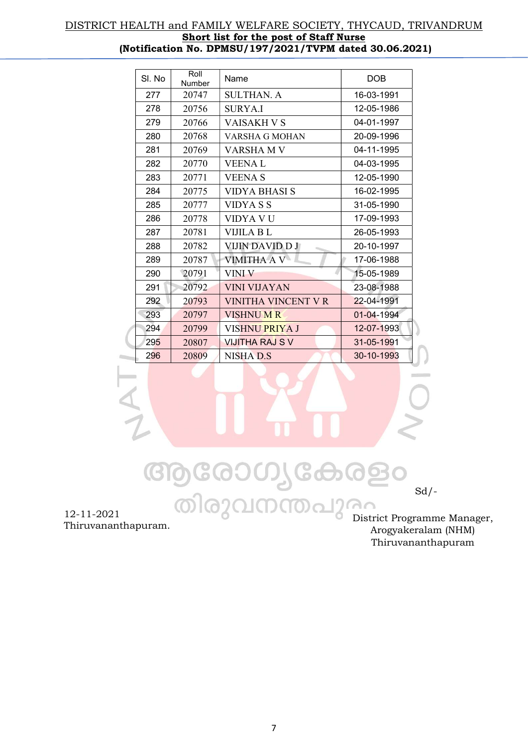DISTRICT HEALTH and FAMILY WELFARE SOCIETY, THYCAUD, TRIVANDRUM

**Short list for the post of Staff Nurse**

**(Notification No. DPMSU/197/2021/TVPM dated 30.06.2021)**

| Sl. No | Roll Number | Name | DOB |
|---|---|---|---|
| 277 | 20747 | SULTHAN. A | 16-03-1991 |
| 278 | 20756 | SURYA.I | 12-05-1986 |
| 279 | 20766 | VAISAKH V S | 04-01-1997 |
| 280 | 20768 | VARSHA G MOHAN | 20-09-1996 |
| 281 | 20769 | VARSHA M V | 04-11-1995 |
| 282 | 20770 | VEENA L | 04-03-1995 |
| 283 | 20771 | VEENA S | 12-05-1990 |
| 284 | 20775 | VIDYA BHASI S | 16-02-1995 |
| 285 | 20777 | VIDYA S S | 31-05-1990 |
| 286 | 20778 | VIDYA V U | 17-09-1993 |
| 287 | 20781 | VIJILA B L | 26-05-1993 |
| 288 | 20782 | VIJIN DAVID D J | 20-10-1997 |
| 289 | 20787 | VIMITHA A V | 17-06-1988 |
| 290 | 20791 | VINI V | 15-05-1989 |
| 291 | 20792 | VINI VIJAYAN | 23-08-1988 |
| 292 | 20793 | VINITHA VINCENT V R | 22-04-1991 |
| 293 | 20797 | VISHNU M R | 01-04-1994 |
| 294 | 20799 | VISHNU PRIYA J | 12-07-1993 |
| 295 | 20807 | VIJITHA RAJ S V | 31-05-1991 |
| 296 | 20809 | NISHA D.S | 30-10-1993 |

Sd/-

12-11-2021
Thiruvananthapuram.

District Programme Manager,
Arogyakeralam (NHM)
Thiruvananthapuram